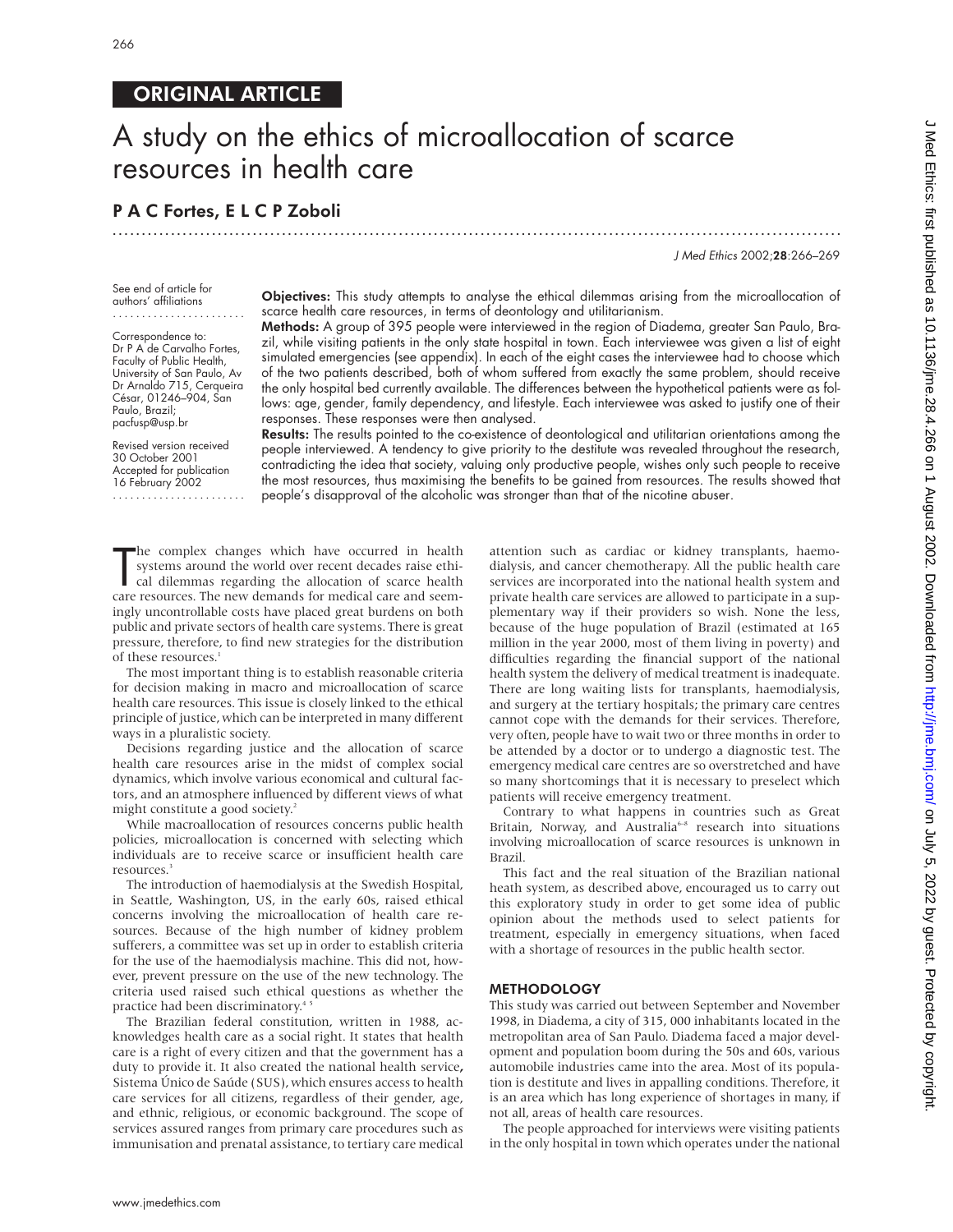ORIGINAL ARTICLE

# A study on the ethics of microallocation of scarce resources in health care

**P A C Fortes, E L C P Zoboli**

See end of article for authors' affiliations

Correspondence to: Dr P A de Carvalho Fortes, Faculty of Public Health, University of San Paulo, Av Dr Arnaldo 715, Cerqueira César, 01246–904, San Paulo, Brazil; pacfusp@usp.br

Revised version received 30 October 2001
Accepted for publication 16 February 2002

**Objectives:** This study attempts to analyse the ethical dilemmas arising from the microallocation of scarce health care resources, in terms of deontology and utilitarianism.

**Methods:** A group of 395 people were interviewed in the region of Diadema, greater San Paulo, Brazil, while visiting patients in the only state hospital in town. Each interviewee was given a list of eight simulated emergencies (see appendix). In each of the eight cases the interviewee had to choose which of the two patients described, both of whom suffered from exactly the same problem, should receive the only hospital bed currently available. The differences between the hypothetical patients were as follows: age, gender, family dependency, and lifestyle. Each interviewee was asked to justify one of their responses. These responses were then analysed.

**Results:** The results pointed to the co-existence of deontological and utilitarian orientations among the people interviewed. A tendency to give priority to the destitute was revealed throughout the research, contradicting the idea that society, valuing only productive people, wishes only such people to receive the most resources, thus maximising the benefits to be gained from resources. The results showed that people's disapproval of the alcoholic was stronger than that of the nicotine abuser.

The complex changes which have occurred in health systems around the world over recent decades raise ethical dilemmas regarding the allocation of scarce health care resources. The new demands for medical care and seemingly uncontrollable costs have placed great burdens on both public and private sectors of health care systems. There is great pressure, therefore, to find new strategies for the distribution of these resources.[1]

The most important thing is to establish reasonable criteria for decision making in macro and microallocation of scarce health care resources. This issue is closely linked to the ethical principle of justice, which can be interpreted in many different ways in a pluralistic society.

Decisions regarding justice and the allocation of scarce health care resources arise in the midst of complex social dynamics, which involve various economical and cultural factors, and an atmosphere influenced by different views of what might constitute a good society.[2]

While macroallocation of resources concerns public health policies, microallocation is concerned with selecting which individuals are to receive scarce or insufficient health care resources.[3]

The introduction of haemodialysis at the Swedish Hospital, in Seattle, Washington, US, in the early 60s, raised ethical concerns involving the microallocation of health care resources. Because of the high number of kidney problem sufferers, a committee was set up in order to establish criteria for the use of the haemodialysis machine. This did not, however, prevent pressure on the use of the new technology. The criteria used raised such ethical questions as whether the practice had been discriminatory.[4 5]

The Brazilian federal constitution, written in 1988, acknowledges health care as a social right. It states that health care is a right of every citizen and that the government has a duty to provide it. It also created the national health service, Sistema Único de Saúde (SUS), which ensures access to health care services for all citizens, regardless of their gender, age, and ethnic, religious, or economic background. The scope of services assured ranges from primary care procedures such as immunisation and prenatal assistance, to tertiary care medical attention such as cardiac or kidney transplants, haemodialysis, and cancer chemotherapy. All the public health care services are incorporated into the national health system and private health care services are allowed to participate in a supplementary way if their providers so wish. None the less, because of the huge population of Brazil (estimated at 165 million in the year 2000, most of them living in poverty) and difficulties regarding the financial support of the national health system the delivery of medical treatment is inadequate. There are long waiting lists for transplants, haemodialysis, and surgery at the tertiary hospitals; the primary care centres cannot cope with the demands for their services. Therefore, very often, people have to wait two or three months in order to be attended by a doctor or to undergo a diagnostic test. The emergency medical care centres are so overstretched and have so many shortcomings that it is necessary to preselect which patients will receive emergency treatment.

Contrary to what happens in countries such as Great Britain, Norway, and Australia[6–8] research into situations involving microallocation of scarce resources is unknown in Brazil.

This fact and the real situation of the Brazilian national heath system, as described above, encouraged us to carry out this exploratory study in order to get some idea of public opinion about the methods used to select patients for treatment, especially in emergency situations, when faced with a shortage of resources in the public health sector.

## METHODOLOGY

This study was carried out between September and November 1998, in Diadema, a city of 315, 000 inhabitants located in the metropolitan area of San Paulo. Diadema faced a major development and population boom during the 50s and 60s, various automobile industries came into the area. Most of its population is destitute and lives in appalling conditions. Therefore, it is an area which has long experience of shortages in many, if not all, areas of health care resources.

The people approached for interviews were visiting patients in the only hospital in town which operates under the national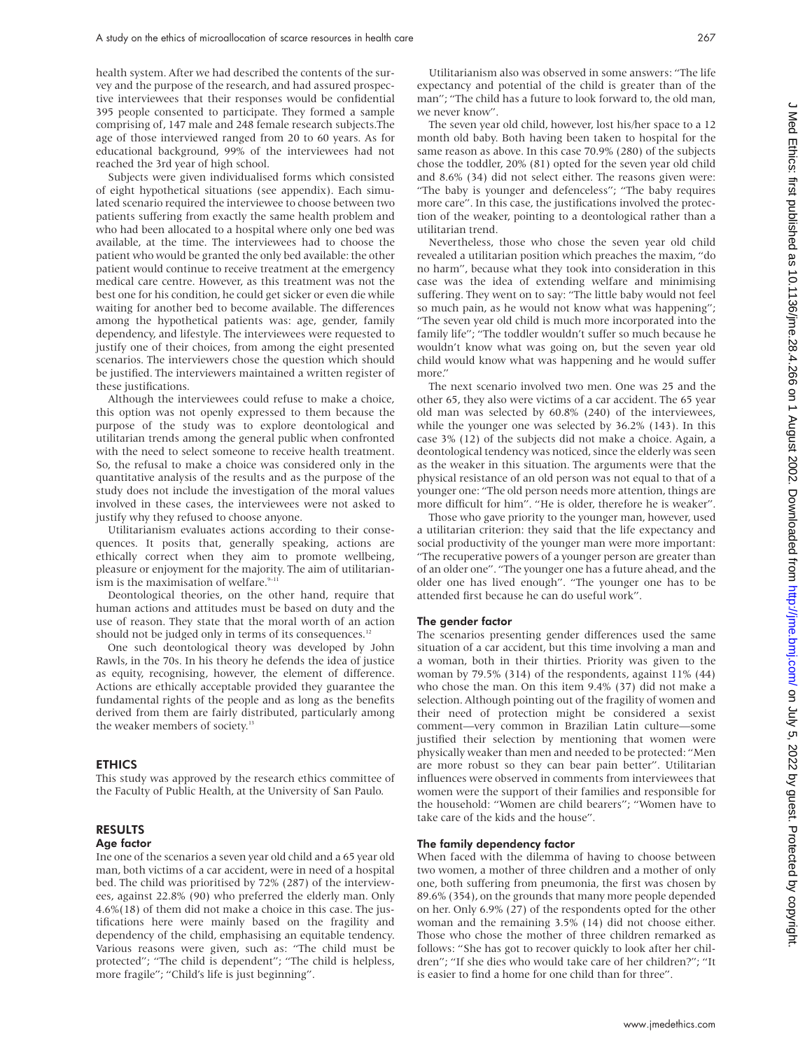health system. After we had described the contents of the survey and the purpose of the research, and had assured prospective interviewees that their responses would be confidential 395 people consented to participate. They formed a sample comprising of, 147 male and 248 female research subjects.The age of those interviewed ranged from 20 to 60 years. As for educational background, 99% of the interviewees had not reached the 3rd year of high school.

Subjects were given individualised forms which consisted of eight hypothetical situations (see appendix). Each simulated scenario required the interviewee to choose between two patients suffering from exactly the same health problem and who had been allocated to a hospital where only one bed was available, at the time. The interviewees had to choose the patient who would be granted the only bed available: the other patient would continue to receive treatment at the emergency medical care centre. However, as this treatment was not the best one for his condition, he could get sicker or even die while waiting for another bed to become available. The differences among the hypothetical patients was: age, gender, family dependency, and lifestyle. The interviewees were requested to justify one of their choices, from among the eight presented scenarios. The interviewers chose the question which should be justified. The interviewers maintained a written register of these justifications.

Although the interviewees could refuse to make a choice, this option was not openly expressed to them because the purpose of the study was to explore deontological and utilitarian trends among the general public when confronted with the need to select someone to receive health treatment. So, the refusal to make a choice was considered only in the quantitative analysis of the results and as the purpose of the study does not include the investigation of the moral values involved in these cases, the interviewees were not asked to justify why they refused to choose anyone.

Utilitarianism evaluates actions according to their consequences. It posits that, generally speaking, actions are ethically correct when they aim to promote wellbeing, pleasure or enjoyment for the majority. The aim of utilitarianism is the maximisation of welfare.[9–11]

Deontological theories, on the other hand, require that human actions and attitudes must be based on duty and the use of reason. They state that the moral worth of an action should not be judged only in terms of its consequences.[12]

One such deontological theory was developed by John Rawls, in the 70s. In his theory he defends the idea of justice as equity, recognising, however, the element of difference. Actions are ethically acceptable provided they guarantee the fundamental rights of the people and as long as the benefits derived from them are fairly distributed, particularly among the weaker members of society.[13]

## ETHICS

This study was approved by the research ethics committee of the Faculty of Public Health, at the University of San Paulo.

## RESULTS

### Age factor

Ine one of the scenarios a seven year old child and a 65 year old man, both victims of a car accident, were in need of a hospital bed. The child was prioritised by 72% (287) of the interviewees, against 22.8% (90) who preferred the elderly man. Only 4.6%(18) of them did not make a choice in this case. The justifications here were mainly based on the fragility and dependency of the child, emphasising an equitable tendency. Various reasons were given, such as: "The child must be protected"; "The child is dependent"; "The child is helpless, more fragile"; "Child's life is just beginning".

Utilitarianism also was observed in some answers: "The life expectancy and potential of the child is greater than of the man"; "The child has a future to look forward to, the old man, we never know".

The seven year old child, however, lost his/her space to a 12 month old baby. Both having been taken to hospital for the same reason as above. In this case 70.9% (280) of the subjects chose the toddler, 20% (81) opted for the seven year old child and 8.6% (34) did not select either. The reasons given were: "The baby is younger and defenceless"; "The baby requires more care". In this case, the justifications involved the protection of the weaker, pointing to a deontological rather than a utilitarian trend.

Nevertheless, those who chose the seven year old child revealed a utilitarian position which preaches the maxim, "do no harm", because what they took into consideration in this case was the idea of extending welfare and minimising suffering. They went on to say: "The little baby would not feel so much pain, as he would not know what was happening"; "The seven year old child is much more incorporated into the family life"; "The toddler wouldn't suffer so much because he wouldn't know what was going on, but the seven year old child would know what was happening and he would suffer more."

The next scenario involved two men. One was 25 and the other 65, they also were victims of a car accident. The 65 year old man was selected by 60.8% (240) of the interviewees, while the younger one was selected by 36.2% (143). In this case 3% (12) of the subjects did not make a choice. Again, a deontological tendency was noticed, since the elderly was seen as the weaker in this situation. The arguments were that the physical resistance of an old person was not equal to that of a younger one: "The old person needs more attention, things are more difficult for him". "He is older, therefore he is weaker".

Those who gave priority to the younger man, however, used a utilitarian criterion: they said that the life expectancy and social productivity of the younger man were more important: "The recuperative powers of a younger person are greater than of an older one". "The younger one has a future ahead, and the older one has lived enough". "The younger one has to be attended first because he can do useful work".

### The gender factor

The scenarios presenting gender differences used the same situation of a car accident, but this time involving a man and a woman, both in their thirties. Priority was given to the woman by 79.5% (314) of the respondents, against 11% (44) who chose the man. On this item 9.4% (37) did not make a selection. Although pointing out of the fragility of women and their need of protection might be considered a sexist comment—very common in Brazilian Latin culture—some justified their selection by mentioning that women were physically weaker than men and needed to be protected: "Men are more robust so they can bear pain better". Utilitarian influences were observed in comments from interviewees that women were the support of their families and responsible for the household: "Women are child bearers"; "Women have to take care of the kids and the house".

### The family dependency factor

When faced with the dilemma of having to choose between two women, a mother of three children and a mother of only one, both suffering from pneumonia, the first was chosen by 89.6% (354), on the grounds that many more people depended on her. Only 6.9% (27) of the respondents opted for the other woman and the remaining 3.5% (14) did not choose either. Those who chose the mother of three children remarked as follows: "She has got to recover quickly to look after her children"; "If she dies who would take care of her children?"; "It is easier to find a home for one child than for three".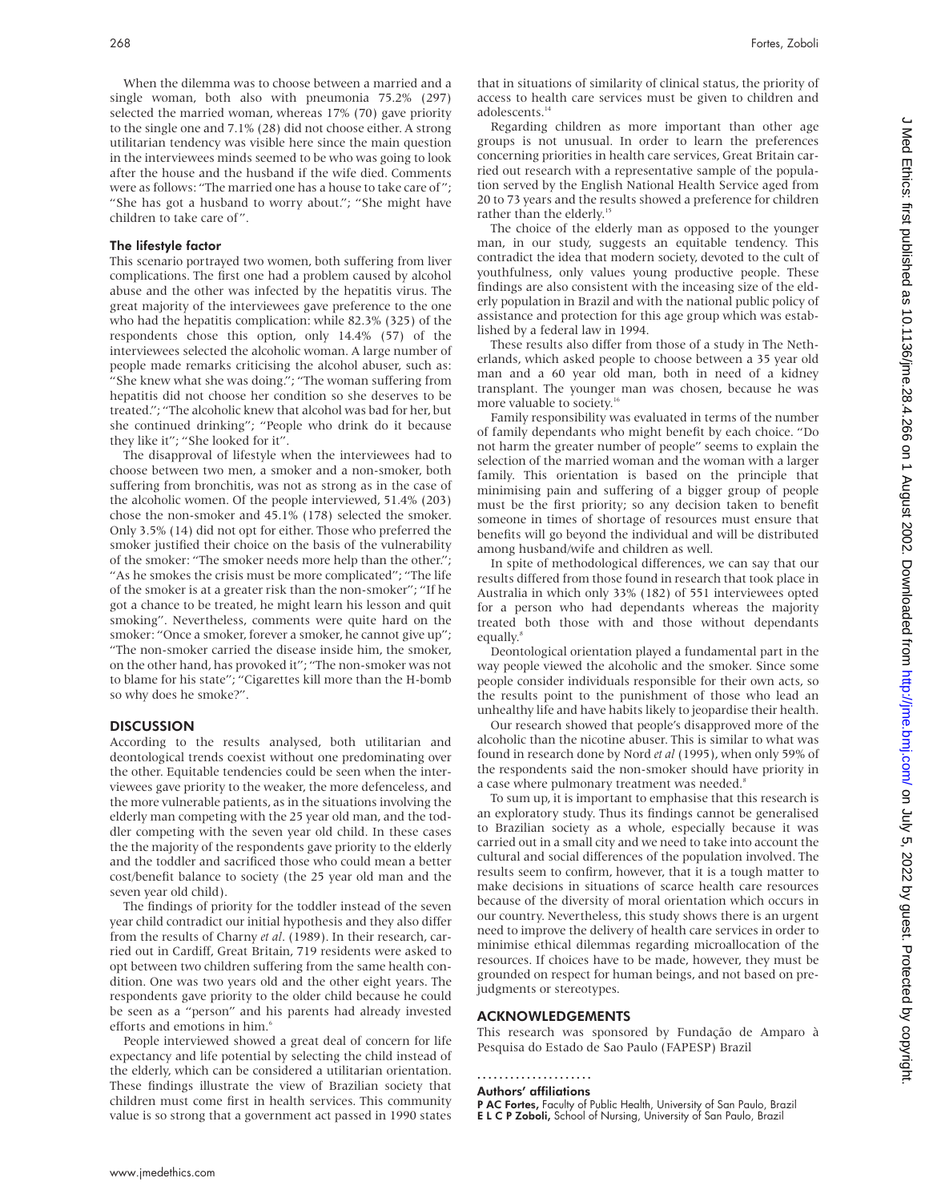When the dilemma was to choose between a married and a single woman, both also with pneumonia 75.2% (297) selected the married woman, whereas 17% (70) gave priority to the single one and 7.1% (28) did not choose either. A strong utilitarian tendency was visible here since the main question in the interviewees minds seemed to be who was going to look after the house and the husband if the wife died. Comments were as follows: "The married one has a house to take care of"; "She has got a husband to worry about."; "She might have children to take care of".

### The lifestyle factor

This scenario portrayed two women, both suffering from liver complications. The first one had a problem caused by alcohol abuse and the other was infected by the hepatitis virus. The great majority of the interviewees gave preference to the one who had the hepatitis complication: while 82.3% (325) of the respondents chose this option, only 14.4% (57) of the interviewees selected the alcoholic woman. A large number of people made remarks criticising the alcohol abuser, such as: "She knew what she was doing."; "The woman suffering from hepatitis did not choose her condition so she deserves to be treated."; "The alcoholic knew that alcohol was bad for her, but she continued drinking"; "People who drink do it because they like it"; "She looked for it".

The disapproval of lifestyle when the interviewees had to choose between two men, a smoker and a non-smoker, both suffering from bronchitis, was not as strong as in the case of the alcoholic women. Of the people interviewed, 51.4% (203) chose the non-smoker and 45.1% (178) selected the smoker. Only 3.5% (14) did not opt for either. Those who preferred the smoker justified their choice on the basis of the vulnerability of the smoker: "The smoker needs more help than the other."; "As he smokes the crisis must be more complicated"; "The life of the smoker is at a greater risk than the non-smoker"; "If he got a chance to be treated, he might learn his lesson and quit smoking". Nevertheless, comments were quite hard on the smoker: "Once a smoker, forever a smoker, he cannot give up"; "The non-smoker carried the disease inside him, the smoker, on the other hand, has provoked it"; "The non-smoker was not to blame for his state"; "Cigarettes kill more than the H-bomb so why does he smoke?".

## DISCUSSION

According to the results analysed, both utilitarian and deontological trends coexist without one predominating over the other. Equitable tendencies could be seen when the interviewees gave priority to the weaker, the more defenceless, and the more vulnerable patients, as in the situations involving the elderly man competing with the 25 year old man, and the toddler competing with the seven year old child. In these cases the the majority of the respondents gave priority to the elderly and the toddler and sacrificed those who could mean a better cost/benefit balance to society (the 25 year old man and the seven year old child).

The findings of priority for the toddler instead of the seven year child contradict our initial hypothesis and they also differ from the results of Charny *et al*. (1989). In their research, carried out in Cardiff, Great Britain, 719 residents were asked to opt between two children suffering from the same health condition. One was two years old and the other eight years. The respondents gave priority to the older child because he could be seen as a "person" and his parents had already invested efforts and emotions in him.[6]

People interviewed showed a great deal of concern for life expectancy and life potential by selecting the child instead of the elderly, which can be considered a utilitarian orientation. These findings illustrate the view of Brazilian society that children must come first in health services. This community value is so strong that a government act passed in 1990 states that in situations of similarity of clinical status, the priority of access to health care services must be given to children and adolescents.[14]

Regarding children as more important than other age groups is not unusual. In order to learn the preferences concerning priorities in health care services, Great Britain carried out research with a representative sample of the population served by the English National Health Service aged from 20 to 73 years and the results showed a preference for children rather than the elderly.[15]

The choice of the elderly man as opposed to the younger man, in our study, suggests an equitable tendency. This contradict the idea that modern society, devoted to the cult of youthfulness, only values young productive people. These findings are also consistent with the inceasing size of the elderly population in Brazil and with the national public policy of assistance and protection for this age group which was established by a federal law in 1994.

These results also differ from those of a study in The Netherlands, which asked people to choose between a 35 year old man and a 60 year old man, both in need of a kidney transplant. The younger man was chosen, because he was more valuable to society.[16]

Family responsibility was evaluated in terms of the number of family dependants who might benefit by each choice. "Do not harm the greater number of people" seems to explain the selection of the married woman and the woman with a larger family. This orientation is based on the principle that minimising pain and suffering of a bigger group of people must be the first priority; so any decision taken to benefit someone in times of shortage of resources must ensure that benefits will go beyond the individual and will be distributed among husband/wife and children as well.

In spite of methodological differences, we can say that our results differed from those found in research that took place in Australia in which only 33% (182) of 551 interviewees opted for a person who had dependants whereas the majority treated both those with and those without dependants equally.[8]

Deontological orientation played a fundamental part in the way people viewed the alcoholic and the smoker. Since some people consider individuals responsible for their own acts, so the results point to the punishment of those who lead an unhealthy life and have habits likely to jeopardise their health.

Our research showed that people's disapproved more of the alcoholic than the nicotine abuser. This is similar to what was found in research done by Nord *et al* (1995), when only 59% of the respondents said the non-smoker should have priority in a case where pulmonary treatment was needed.[8]

To sum up, it is important to emphasise that this research is an exploratory study. Thus its findings cannot be generalised to Brazilian society as a whole, especially because it was carried out in a small city and we need to take into account the cultural and social differences of the population involved. The results seem to confirm, however, that it is a tough matter to make decisions in situations of scarce health care resources because of the diversity of moral orientation which occurs in our country. Nevertheless, this study shows there is an urgent need to improve the delivery of health care services in order to minimise ethical dilemmas regarding microallocation of the resources. If choices have to be made, however, they must be grounded on respect for human beings, and not based on prejudgments or stereotypes.

## ACKNOWLEDGEMENTS

This research was sponsored by Fundação de Amparo à Pesquisa do Estado de Sao Paulo (FAPESP) Brazil

### Authors' affiliations

**P AC Fortes,** Faculty of Public Health, University of San Paulo, Brazil
**E L C P Zoboli,** School of Nursing, University of San Paulo, Brazil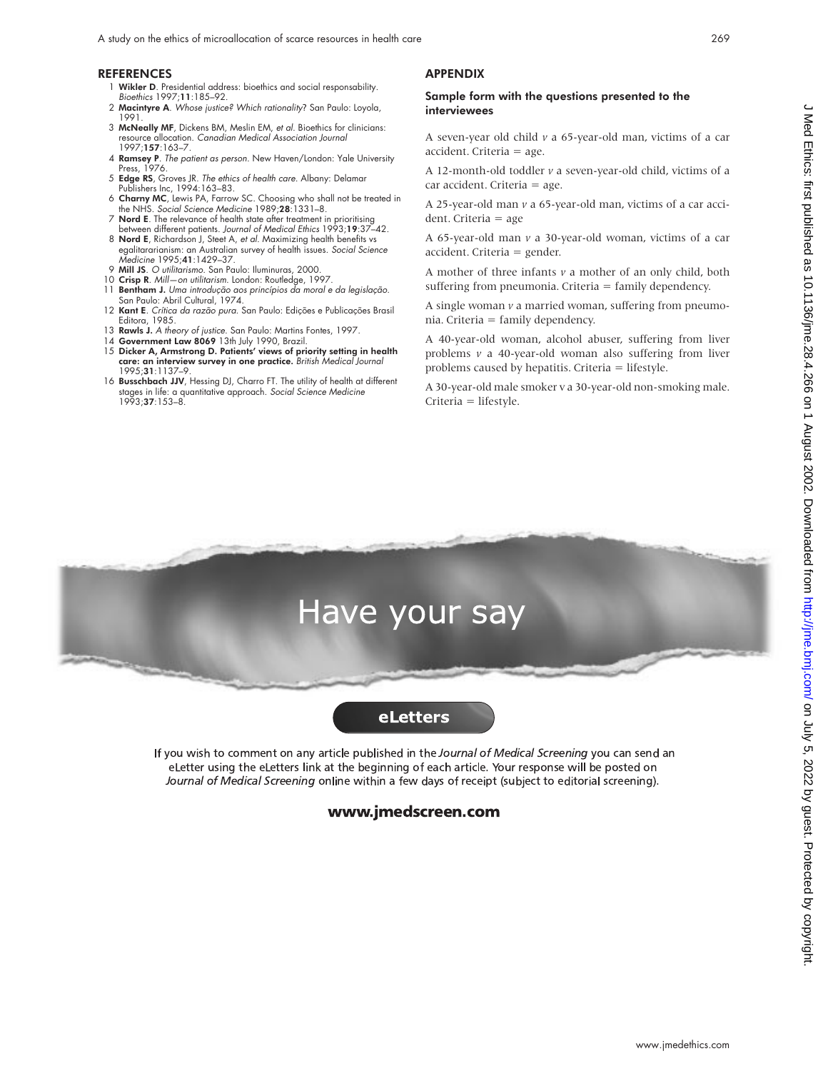## REFERENCES

1 **Wikler D**. Presidential address: bioethics and social responsability. *Bioethics* 1997;**11**:185–92.
2 **Macintyre A**. *Whose justice? Which rationality*? San Paulo: Loyola, 1991.
3 **McNeally MF**, Dickens BM, Meslin EM, *et al*. Bioethics for clinicians: resource allocation. *Canadian Medical Association Journal* 1997;**157**:163–7.
4 **Ramsey P**. *The patient as person*. New Haven/London: Yale University Press, 1976.
5 **Edge RS**, Groves JR. *The ethics of health care*. Albany: Delamar Publishers Inc, 1994:163–83.
6 **Charny MC**, Lewis PA, Farrow SC. Choosing who shall not be treated in the NHS. *Social Science Medicine* 1989;**28**:1331–8.
7 **Nord E**. The relevance of health state after treatment in prioritising between different patients. *Journal of Medical Ethics* 1993;**19**:37–42.
8 **Nord E**, Richardson J, Steet A, *et al*. Maximizing health benefits vs egalitararianism: an Australian survey of health issues. *Social Science Medicine* 1995;**41**:1429–37.
9 **Mill JS**. *O utilitarismo*. San Paulo: Iluminuras, 2000.
10 **Crisp R**. *Mill—on utilitarism*. London: Routledge, 1997.
11 **Bentham J.** *Uma introdução aos princípios da moral e da legislação*. San Paulo: Abril Cultural, 1974.
12 **Kant E**. *Crítica da razão pura*. San Paulo: Edições e Publicações Brasil Editora, 1985.
13 **Rawls J.** *A theory of justice*. San Paulo: Martins Fontes, 1997.
14 **Government Law 8069** 13th July 1990, Brazil.
15 **Dicker A, Armstrong D. Patients' views of priority setting in health care: an interview survey in one practice.** *British Medical Journal* 1995;**31**:1137–9.
16 **Busschbach JJV**, Hessing DJ, Charro FT. The utility of health at different stages in life: a quantitative approach. *Social Science Medicine* 1993;**37**:153–8.

## APPENDIX

### Sample form with the questions presented to the interviewees

A seven-year old child *v* a 65-year-old man, victims of a car accident. Criteria = age.

A 12-month-old toddler *v* a seven-year-old child, victims of a car accident. Criteria = age.

A 25-year-old man *v* a 65-year-old man, victims of a car accident. Criteria = age

A 65-year-old man *v* a 30-year-old woman, victims of a car accident. Criteria = gender.

A mother of three infants *v* a mother of an only child, both suffering from pneumonia. Criteria = family dependency.

A single woman *v* a married woman, suffering from pneumonia. Criteria = family dependency.

A 40-year-old woman, alcohol abuser, suffering from liver problems *v* a 40-year-old woman also suffering from liver problems caused by hepatitis. Criteria = lifestyle.

A 30-year-old male smoker v a 30-year-old non-smoking male. Criteria = lifestyle.

Have your say

**eLetters**

If you wish to comment on any article published in the *Journal of Medical Screening* you can send an eLetter using the eLetters link at the beginning of each article. Your response will be posted on *Journal of Medical Screening* online within a few days of receipt (subject to editorial screening).

**www.jmedscreen.com**